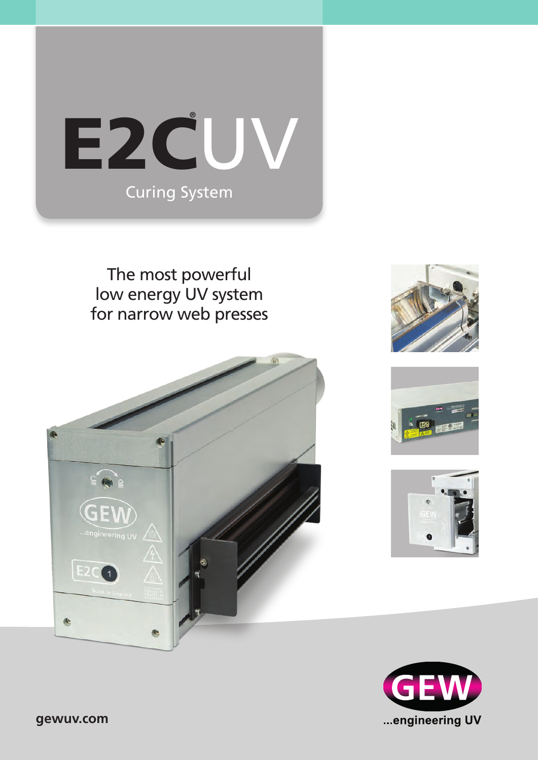# E2C®UV

Curing System

The most powerful
low energy UV system
for narrow web presses

gewuv.com

GEW ...engineering UV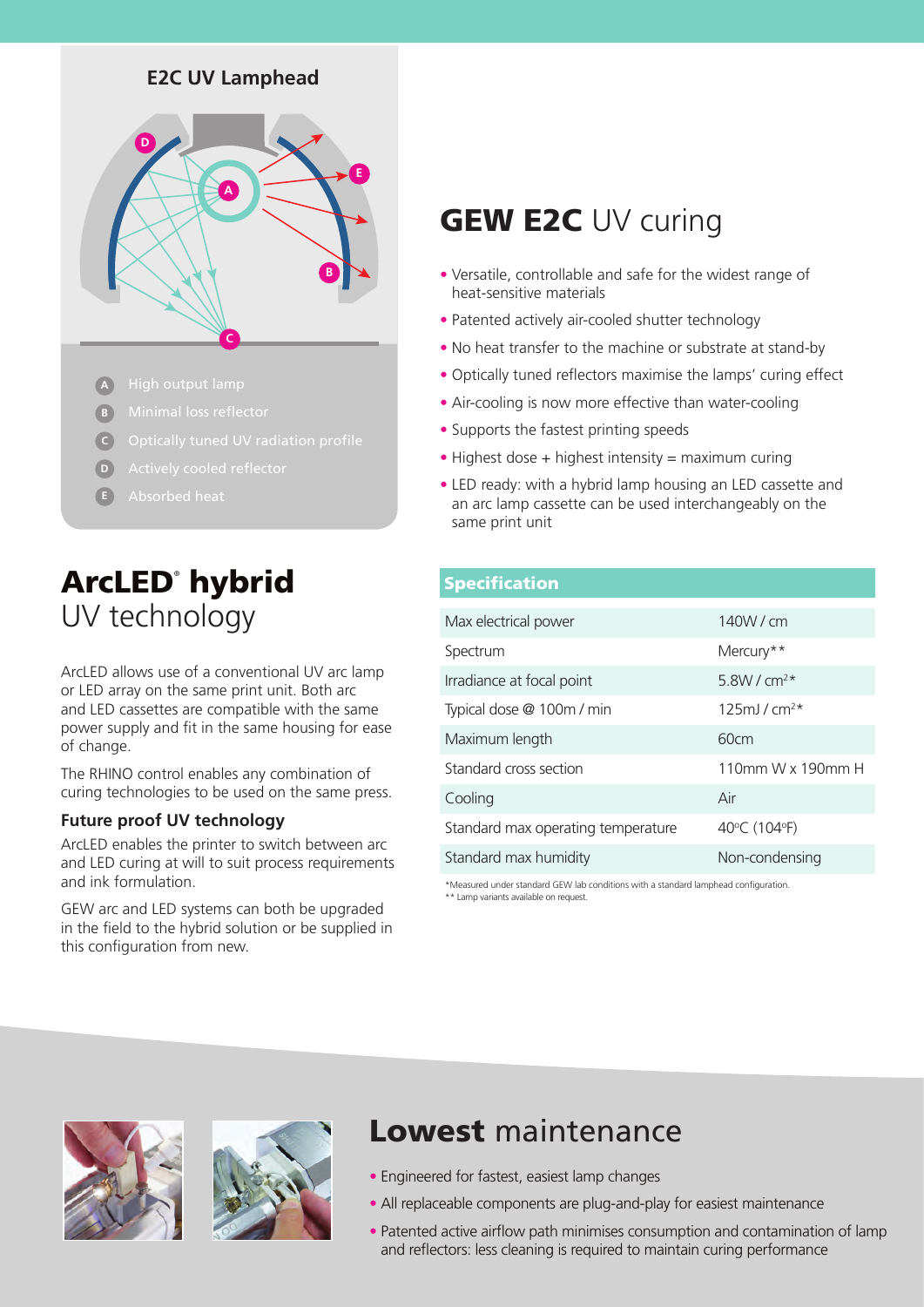## E2C UV Lamphead

- A High output lamp
- B Minimal loss reflector
- C Optically tuned UV radiation profile
- D Actively cooled reflector
- E Absorbed heat

# ArcLED® hybrid UV technology

ArcLED allows use of a conventional UV arc lamp or LED array on the same print unit. Both arc and LED cassettes are compatible with the same power supply and fit in the same housing for ease of change.

The RHINO control enables any combination of curing technologies to be used on the same press.

### Future proof UV technology

ArcLED enables the printer to switch between arc and LED curing at will to suit process requirements and ink formulation.

GEW arc and LED systems can both be upgraded in the field to the hybrid solution or be supplied in this configuration from new.

# **GEW E2C** UV curing

- Versatile, controllable and safe for the widest range of heat-sensitive materials
- Patented actively air-cooled shutter technology
- No heat transfer to the machine or substrate at stand-by
- Optically tuned reflectors maximise the lamps' curing effect
- Air-cooling is now more effective than water-cooling
- Supports the fastest printing speeds
- Highest dose + highest intensity = maximum curing
- LED ready: with a hybrid lamp housing an LED cassette and an arc lamp cassette can be used interchangeably on the same print unit

| Specification | |
|---|---|
| Max electrical power | 140W / cm |
| Spectrum | Mercury** |
| Irradiance at focal point | 5.8W / cm²* |
| Typical dose @ 100m / min | 125mJ / cm²* |
| Maximum length | 60cm |
| Standard cross section | 110mm W x 190mm H |
| Cooling | Air |
| Standard max operating temperature | 40ºC (104ºF) |
| Standard max humidity | Non-condensing |

*Measured under standard GEW lab conditions with a standard lamphead configuration.
** Lamp variants available on request.

# **Lowest** maintenance

- Engineered for fastest, easiest lamp changes
- All replaceable components are plug-and-play for easiest maintenance
- Patented active airflow path minimises consumption and contamination of lamp and reflectors: less cleaning is required to maintain curing performance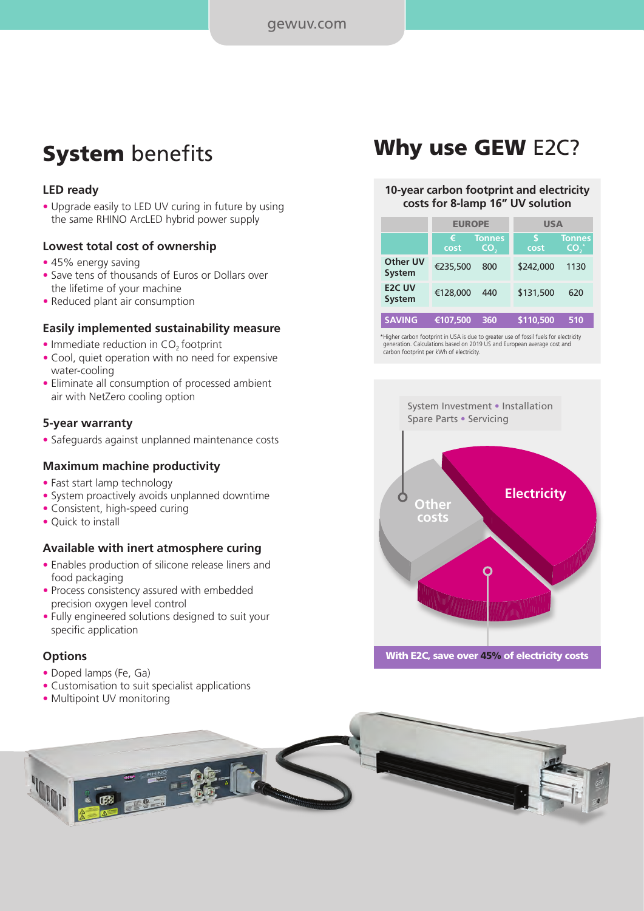## **System** benefits

### LED ready

- Upgrade easily to LED UV curing in future by using the same RHINO ArcLED hybrid power supply

### Lowest total cost of ownership

- 45% energy saving
- Save tens of thousands of Euros or Dollars over the lifetime of your machine
- Reduced plant air consumption

### Easily implemented sustainability measure

- Immediate reduction in $CO_2$ footprint
- Cool, quiet operation with no need for expensive water-cooling
- Eliminate all consumption of processed ambient air with NetZero cooling option

### 5-year warranty

- Safeguards against unplanned maintenance costs

### Maximum machine productivity

- Fast start lamp technology
- System proactively avoids unplanned downtime
- Consistent, high-speed curing
- Quick to install

### Available with inert atmosphere curing

- Enables production of silicone release liners and food packaging
- Process consistency assured with embedded precision oxygen level control
- Fully engineered solutions designed to suit your specific application

### Options

- Doped lamps (Fe, Ga)
- Customisation to suit specialist applications
- Multipoint UV monitoring

## **Why use GEW** E2C?

**10-year carbon footprint and electricity costs for 8-lamp 16" UV solution**

| | EUROPE | | USA | |
|---|---|---|---|---|
| | € cost | Tonnes $CO_2$ | $ cost | Tonnes $CO_2$* |
| Other UV System | €235,500 | 800 | $242,000 | 1130 |
| E2C UV System | €128,000 | 440 | $131,500 | 620 |
| SAVING | €107,500 | 360 | $110,500 | 510 |

*Higher carbon footprint in USA is due to greater use of fossil fuels for electricity generation. Calculations based on 2019 US and European average cost and carbon footprint per kWh of electricity.

System Investment • Installation
Spare Parts • Servicing

Other costs

Electricity

With E2C, save over 45% of electricity costs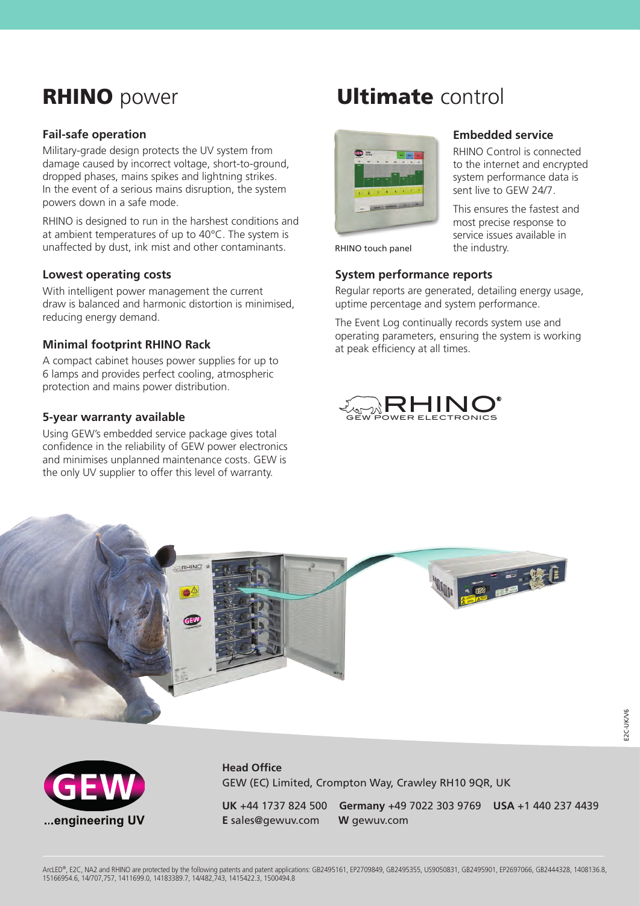## **RHINO** power

### Fail-safe operation

Military-grade design protects the UV system from damage caused by incorrect voltage, short-to-ground, dropped phases, mains spikes and lightning strikes. In the event of a serious mains disruption, the system powers down in a safe mode.

RHINO is designed to run in the harshest conditions and at ambient temperatures of up to 40°C. The system is unaffected by dust, ink mist and other contaminants.

### Lowest operating costs

With intelligent power management the current draw is balanced and harmonic distortion is minimised, reducing energy demand.

### Minimal footprint RHINO Rack

A compact cabinet houses power supplies for up to 6 lamps and provides perfect cooling, atmospheric protection and mains power distribution.

### 5-year warranty available

Using GEW's embedded service package gives total confidence in the reliability of GEW power electronics and minimises unplanned maintenance costs. GEW is the only UV supplier to offer this level of warranty.

## **Ultimate** control

RHINO touch panel

### Embedded service

RHINO Control is connected to the internet and encrypted system performance data is sent live to GEW 24/7.

This ensures the fastest and most precise response to service issues available in the industry.

### System performance reports

Regular reports are generated, detailing energy usage, uptime percentage and system performance.

The Event Log continually records system use and operating parameters, ensuring the system is working at peak efficiency at all times.

RHINO®
GEW POWER ELECTRONICS

E2C-UK/V6

GEW ...engineering UV

**Head Office**
GEW (EC) Limited, Crompton Way, Crawley RH10 9QR, UK

**UK** +44 1737 824 500 **Germany** +49 7022 303 9769 **USA** +1 440 237 4439
**E** sales@gewuv.com **W** gewuv.com

ArcLED®, E2C, NA2 and RHINO are protected by the following patents and patent applications: GB2495161, EP2709849, GB2495355, US9050831, GB2495901, EP2697066, GB2444328, 1408136.8, 15166954.6, 14/707,757, 1411699.0, 14183389.7, 14/482,743, 1415422.3, 1500494.8